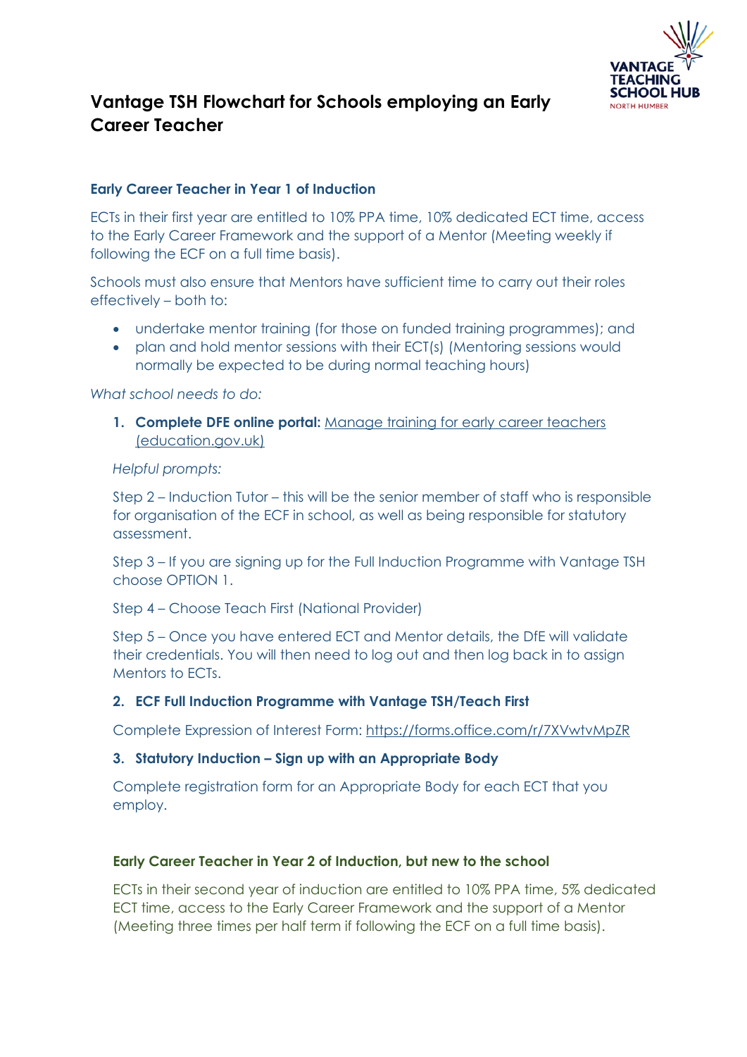# Vantage TSH Flowchart for Schools employing an Early Career Teacher

## Early Career Teacher in Year 1 of Induction

ECTs in their first year are entitled to 10% PPA time, 10% dedicated ECT time, access to the Early Career Framework and the support of a Mentor (Meeting weekly if following the ECF on a full time basis).

Schools must also ensure that Mentors have sufficient time to carry out their roles effectively – both to:

- undertake mentor training (for those on funded training programmes); and
- plan and hold mentor sessions with their ECT(s) (Mentoring sessions would normally be expected to be during normal teaching hours)

*What school needs to do:*

1. **Complete DFE online portal:** Manage training for early career teachers (education.gov.uk)

   *Helpful prompts:*

   Step 2 – Induction Tutor – this will be the senior member of staff who is responsible for organisation of the ECF in school, as well as being responsible for statutory assessment.

   Step 3 – If you are signing up for the Full Induction Programme with Vantage TSH choose OPTION 1.

   Step 4 – Choose Teach First (National Provider)

   Step 5 – Once you have entered ECT and Mentor details, the DfE will validate their credentials. You will then need to log out and then log back in to assign Mentors to ECTs.

2. **ECF Full Induction Programme with Vantage TSH/Teach First**

   Complete Expression of Interest Form: https://forms.office.com/r/7XVwtvMpZR

3. **Statutory Induction – Sign up with an Appropriate Body**

   Complete registration form for an Appropriate Body for each ECT that you employ.

## Early Career Teacher in Year 2 of Induction, but new to the school

ECTs in their second year of induction are entitled to 10% PPA time, 5% dedicated ECT time, access to the Early Career Framework and the support of a Mentor (Meeting three times per half term if following the ECF on a full time basis).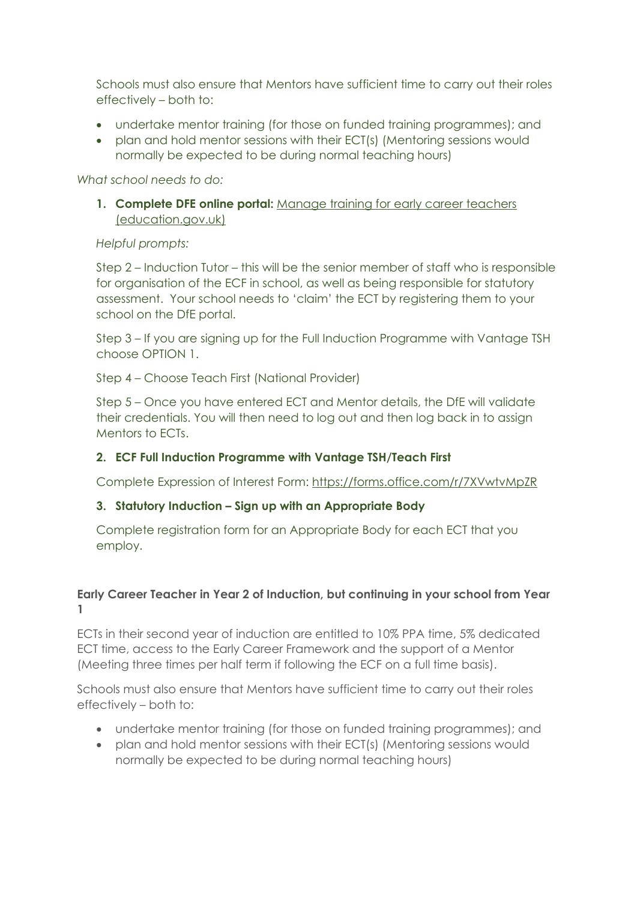Schools must also ensure that Mentors have sufficient time to carry out their roles effectively – both to:

- undertake mentor training (for those on funded training programmes); and
- plan and hold mentor sessions with their ECT(s) (Mentoring sessions would normally be expected to be during normal teaching hours)

*What school needs to do:*

1. **Complete DFE online portal:** [Manage training for early career teachers (education.gov.uk)]()

   *Helpful prompts:*

   Step 2 – Induction Tutor – this will be the senior member of staff who is responsible for organisation of the ECF in school, as well as being responsible for statutory assessment. Your school needs to 'claim' the ECT by registering them to your school on the DfE portal.

   Step 3 – If you are signing up for the Full Induction Programme with Vantage TSH choose OPTION 1.

   Step 4 – Choose Teach First (National Provider)

   Step 5 – Once you have entered ECT and Mentor details, the DfE will validate their credentials. You will then need to log out and then log back in to assign Mentors to ECTs.

2. **ECF Full Induction Programme with Vantage TSH/Teach First**

   Complete Expression of Interest Form: https://forms.office.com/r/7XVwtvMpZR

3. **Statutory Induction – Sign up with an Appropriate Body**

   Complete registration form for an Appropriate Body for each ECT that you employ.

**Early Career Teacher in Year 2 of Induction, but continuing in your school from Year 1**

ECTs in their second year of induction are entitled to 10% PPA time, 5% dedicated ECT time, access to the Early Career Framework and the support of a Mentor (Meeting three times per half term if following the ECF on a full time basis).

Schools must also ensure that Mentors have sufficient time to carry out their roles effectively – both to:

- undertake mentor training (for those on funded training programmes); and
- plan and hold mentor sessions with their ECT(s) (Mentoring sessions would normally be expected to be during normal teaching hours)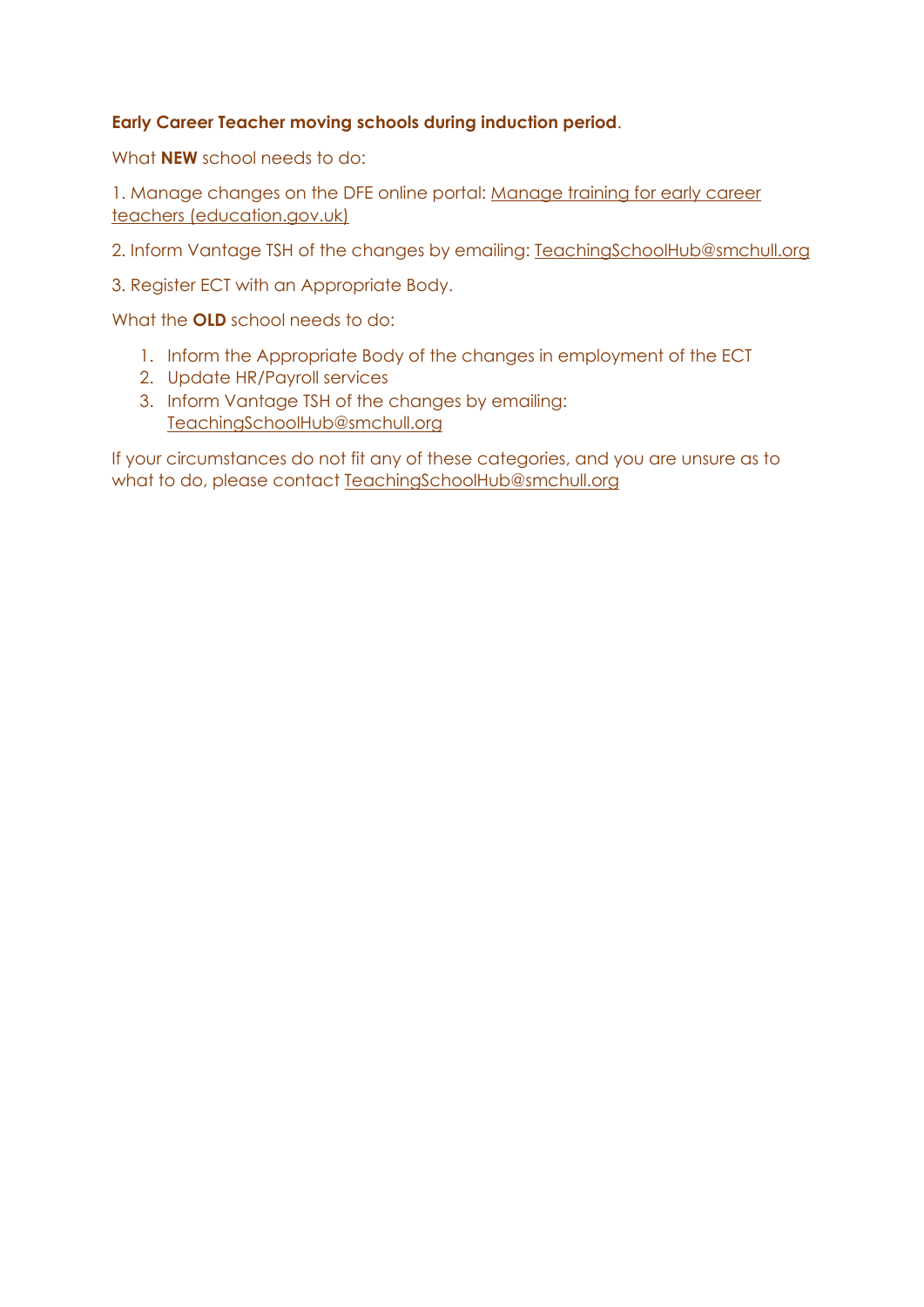**Early Career Teacher moving schools during induction period**.

What **NEW** school needs to do:

1. Manage changes on the DFE online portal: Manage training for early career teachers (education.gov.uk)

2. Inform Vantage TSH of the changes by emailing: TeachingSchoolHub@smchull.org

3. Register ECT with an Appropriate Body.

What the **OLD** school needs to do:

1. Inform the Appropriate Body of the changes in employment of the ECT
2. Update HR/Payroll services
3. Inform Vantage TSH of the changes by emailing: TeachingSchoolHub@smchull.org

If your circumstances do not fit any of these categories, and you are unsure as to what to do, please contact TeachingSchoolHub@smchull.org